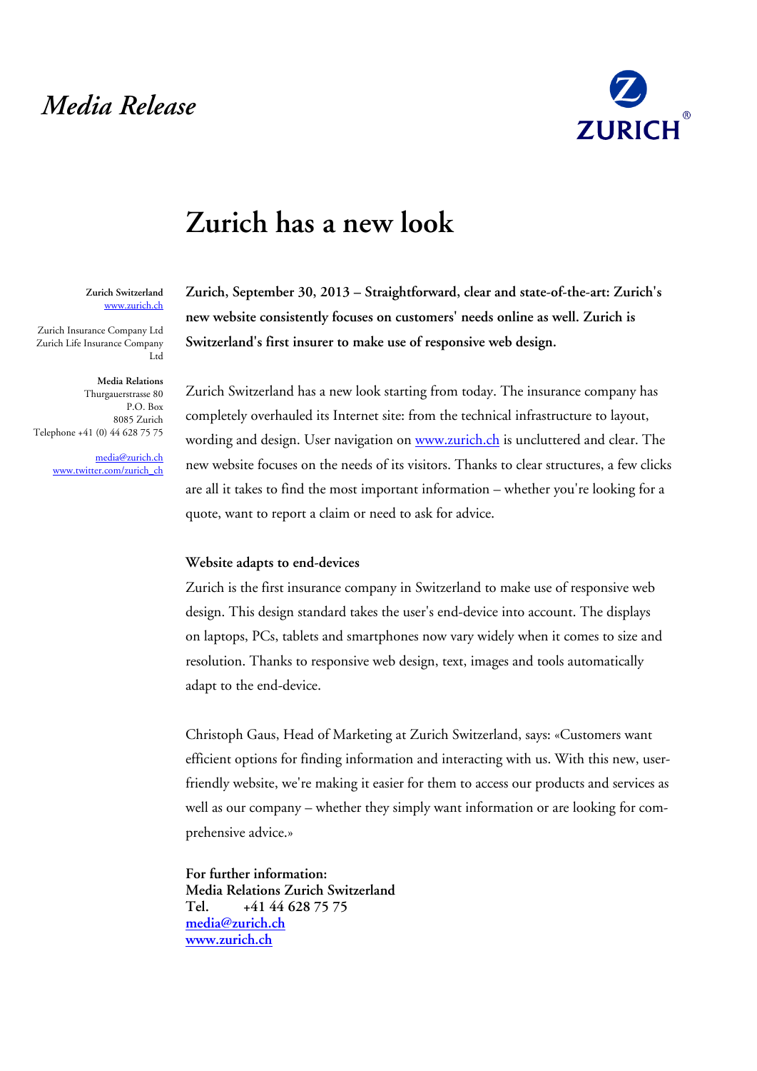*Media Release*

# Zurich has a new look

**Zurich Switzerland**
www.zurich.ch

Zurich Insurance Company Ltd
Zurich Life Insurance Company Ltd

**Media Relations**
Thurgauerstrasse 80
P.O. Box
8085 Zurich
Telephone +41 (0) 44 628 75 75

media@zurich.ch
www.twitter.com/zurich_ch

**Zurich, September 30, 2013 – Straightforward, clear and state-of-the-art: Zurich's new website consistently focuses on customers' needs online as well. Zurich is Switzerland's first insurer to make use of responsive web design.**

Zurich Switzerland has a new look starting from today. The insurance company has completely overhauled its Internet site: from the technical infrastructure to layout, wording and design. User navigation on www.zurich.ch is uncluttered and clear. The new website focuses on the needs of its visitors. Thanks to clear structures, a few clicks are all it takes to find the most important information – whether you're looking for a quote, want to report a claim or need to ask for advice.

**Website adapts to end-devices**

Zurich is the first insurance company in Switzerland to make use of responsive web design. This design standard takes the user's end-device into account. The displays on laptops, PCs, tablets and smartphones now vary widely when it comes to size and resolution. Thanks to responsive web design, text, images and tools automatically adapt to the end-device.

Christoph Gaus, Head of Marketing at Zurich Switzerland, says: «Customers want efficient options for finding information and interacting with us. With this new, user-friendly website, we're making it easier for them to access our products and services as well as our company – whether they simply want information or are looking for comprehensive advice.»

**For further information:**
**Media Relations Zurich Switzerland**
**Tel. +41 44 628 75 75**
**media@zurich.ch**
**www.zurich.ch**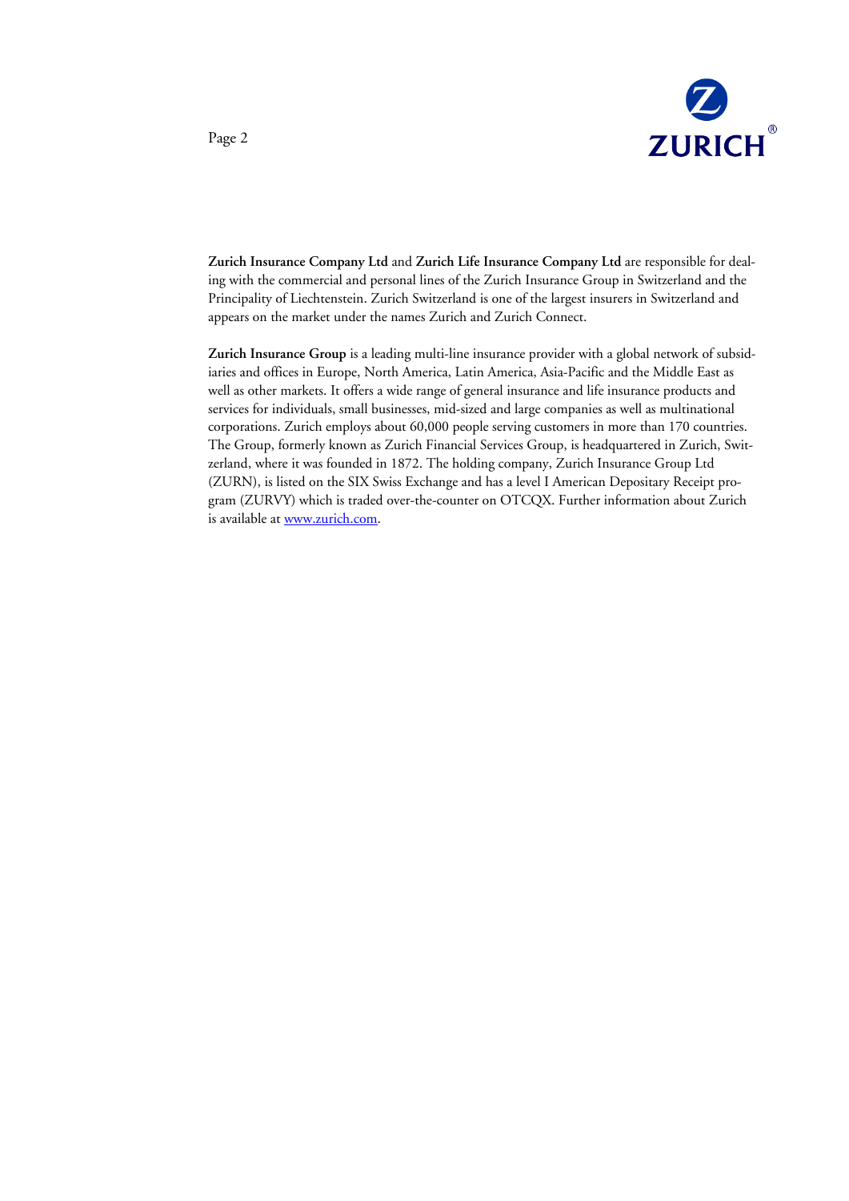**Zurich Insurance Company Ltd** and **Zurich Life Insurance Company Ltd** are responsible for dealing with the commercial and personal lines of the Zurich Insurance Group in Switzerland and the Principality of Liechtenstein. Zurich Switzerland is one of the largest insurers in Switzerland and appears on the market under the names Zurich and Zurich Connect.

**Zurich Insurance Group** is a leading multi-line insurance provider with a global network of subsidiaries and offices in Europe, North America, Latin America, Asia-Pacific and the Middle East as well as other markets. It offers a wide range of general insurance and life insurance products and services for individuals, small businesses, mid-sized and large companies as well as multinational corporations. Zurich employs about 60,000 people serving customers in more than 170 countries. The Group, formerly known as Zurich Financial Services Group, is headquartered in Zurich, Switzerland, where it was founded in 1872. The holding company, Zurich Insurance Group Ltd (ZURN), is listed on the SIX Swiss Exchange and has a level I American Depositary Receipt program (ZURVY) which is traded over-the-counter on OTCQX. Further information about Zurich is available at [www.zurich.com](http://www.zurich.com).